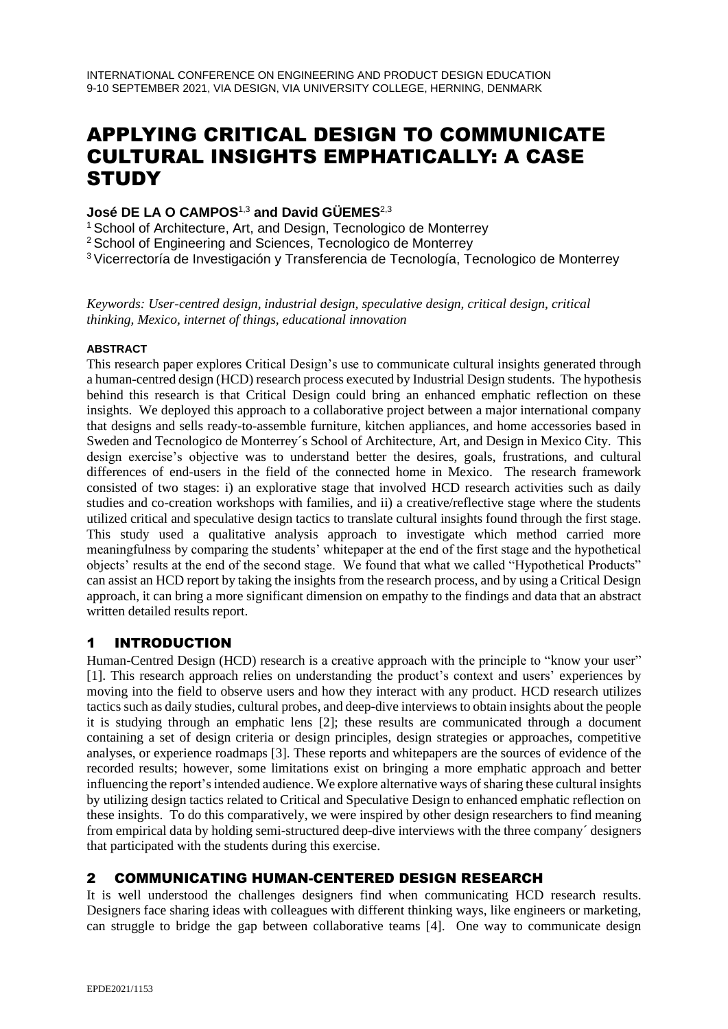# APPLYING CRITICAL DESIGN TO COMMUNICATE CULTURAL INSIGHTS EMPHATICALLY: A CASE STUDY

**José DE LA O CAMPOS**[1,3] **and David GÜEMES**[2,3]

[1] School of Architecture, Art, and Design, Tecnologico de Monterrey
[2] School of Engineering and Sciences, Tecnologico de Monterrey
[3] Vicerrectoría de Investigación y Transferencia de Tecnología, Tecnologico de Monterrey

*Keywords: User-centred design, industrial design, speculative design, critical design, critical thinking, Mexico, internet of things, educational innovation*

**ABSTRACT**

This research paper explores Critical Design's use to communicate cultural insights generated through a human-centred design (HCD) research process executed by Industrial Design students. The hypothesis behind this research is that Critical Design could bring an enhanced emphatic reflection on these insights. We deployed this approach to a collaborative project between a major international company that designs and sells ready-to-assemble furniture, kitchen appliances, and home accessories based in Sweden and Tecnologico de Monterrey´s School of Architecture, Art, and Design in Mexico City. This design exercise's objective was to understand better the desires, goals, frustrations, and cultural differences of end-users in the field of the connected home in Mexico. The research framework consisted of two stages: i) an explorative stage that involved HCD research activities such as daily studies and co-creation workshops with families, and ii) a creative/reflective stage where the students utilized critical and speculative design tactics to translate cultural insights found through the first stage. This study used a qualitative analysis approach to investigate which method carried more meaningfulness by comparing the students' whitepaper at the end of the first stage and the hypothetical objects' results at the end of the second stage. We found that what we called "Hypothetical Products" can assist an HCD report by taking the insights from the research process, and by using a Critical Design approach, it can bring a more significant dimension on empathy to the findings and data that an abstract written detailed results report.

## 1 INTRODUCTION

Human-Centred Design (HCD) research is a creative approach with the principle to "know your user" [1]. This research approach relies on understanding the product's context and users' experiences by moving into the field to observe users and how they interact with any product. HCD research utilizes tactics such as daily studies, cultural probes, and deep-dive interviews to obtain insights about the people it is studying through an emphatic lens [2]; these results are communicated through a document containing a set of design criteria or design principles, design strategies or approaches, competitive analyses, or experience roadmaps [3]. These reports and whitepapers are the sources of evidence of the recorded results; however, some limitations exist on bringing a more emphatic approach and better influencing the report's intended audience. We explore alternative ways of sharing these cultural insights by utilizing design tactics related to Critical and Speculative Design to enhanced emphatic reflection on these insights. To do this comparatively, we were inspired by other design researchers to find meaning from empirical data by holding semi-structured deep-dive interviews with the three company´ designers that participated with the students during this exercise.

## 2 COMMUNICATING HUMAN-CENTERED DESIGN RESEARCH

It is well understood the challenges designers find when communicating HCD research results. Designers face sharing ideas with colleagues with different thinking ways, like engineers or marketing, can struggle to bridge the gap between collaborative teams [4]. One way to communicate design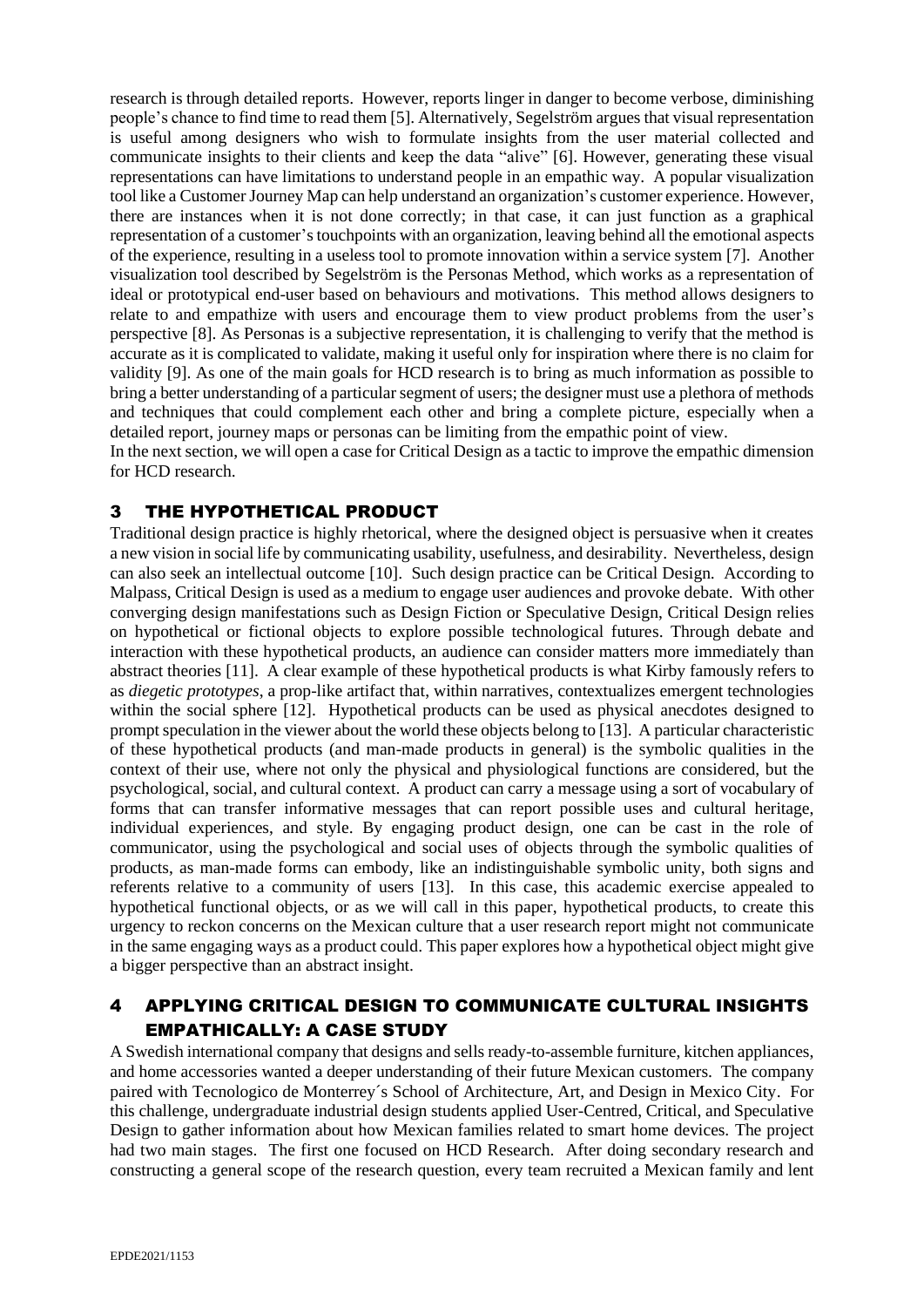research is through detailed reports. However, reports linger in danger to become verbose, diminishing people's chance to find time to read them [5]. Alternatively, Segelström argues that visual representation is useful among designers who wish to formulate insights from the user material collected and communicate insights to their clients and keep the data "alive" [6]. However, generating these visual representations can have limitations to understand people in an empathic way. A popular visualization tool like a Customer Journey Map can help understand an organization's customer experience. However, there are instances when it is not done correctly; in that case, it can just function as a graphical representation of a customer's touchpoints with an organization, leaving behind all the emotional aspects of the experience, resulting in a useless tool to promote innovation within a service system [7]. Another visualization tool described by Segelström is the Personas Method, which works as a representation of ideal or prototypical end-user based on behaviours and motivations. This method allows designers to relate to and empathize with users and encourage them to view product problems from the user's perspective [8]. As Personas is a subjective representation, it is challenging to verify that the method is accurate as it is complicated to validate, making it useful only for inspiration where there is no claim for validity [9]. As one of the main goals for HCD research is to bring as much information as possible to bring a better understanding of a particular segment of users; the designer must use a plethora of methods and techniques that could complement each other and bring a complete picture, especially when a detailed report, journey maps or personas can be limiting from the empathic point of view.

In the next section, we will open a case for Critical Design as a tactic to improve the empathic dimension for HCD research.

## 3 THE HYPOTHETICAL PRODUCT

Traditional design practice is highly rhetorical, where the designed object is persuasive when it creates a new vision in social life by communicating usability, usefulness, and desirability. Nevertheless, design can also seek an intellectual outcome [10]. Such design practice can be Critical Design. According to Malpass, Critical Design is used as a medium to engage user audiences and provoke debate. With other converging design manifestations such as Design Fiction or Speculative Design, Critical Design relies on hypothetical or fictional objects to explore possible technological futures. Through debate and interaction with these hypothetical products, an audience can consider matters more immediately than abstract theories [11]. A clear example of these hypothetical products is what Kirby famously refers to as *diegetic prototypes*, a prop-like artifact that, within narratives, contextualizes emergent technologies within the social sphere [12]. Hypothetical products can be used as physical anecdotes designed to prompt speculation in the viewer about the world these objects belong to [13]. A particular characteristic of these hypothetical products (and man-made products in general) is the symbolic qualities in the context of their use, where not only the physical and physiological functions are considered, but the psychological, social, and cultural context. A product can carry a message using a sort of vocabulary of forms that can transfer informative messages that can report possible uses and cultural heritage, individual experiences, and style. By engaging product design, one can be cast in the role of communicator, using the psychological and social uses of objects through the symbolic qualities of products, as man-made forms can embody, like an indistinguishable symbolic unity, both signs and referents relative to a community of users [13]. In this case, this academic exercise appealed to hypothetical functional objects, or as we will call in this paper, hypothetical products, to create this urgency to reckon concerns on the Mexican culture that a user research report might not communicate in the same engaging ways as a product could. This paper explores how a hypothetical object might give a bigger perspective than an abstract insight.

## 4 APPLYING CRITICAL DESIGN TO COMMUNICATE CULTURAL INSIGHTS EMPATHICALLY: A CASE STUDY

A Swedish international company that designs and sells ready-to-assemble furniture, kitchen appliances, and home accessories wanted a deeper understanding of their future Mexican customers. The company paired with Tecnologico de Monterrey´s School of Architecture, Art, and Design in Mexico City. For this challenge, undergraduate industrial design students applied User-Centred, Critical, and Speculative Design to gather information about how Mexican families related to smart home devices. The project had two main stages. The first one focused on HCD Research. After doing secondary research and constructing a general scope of the research question, every team recruited a Mexican family and lent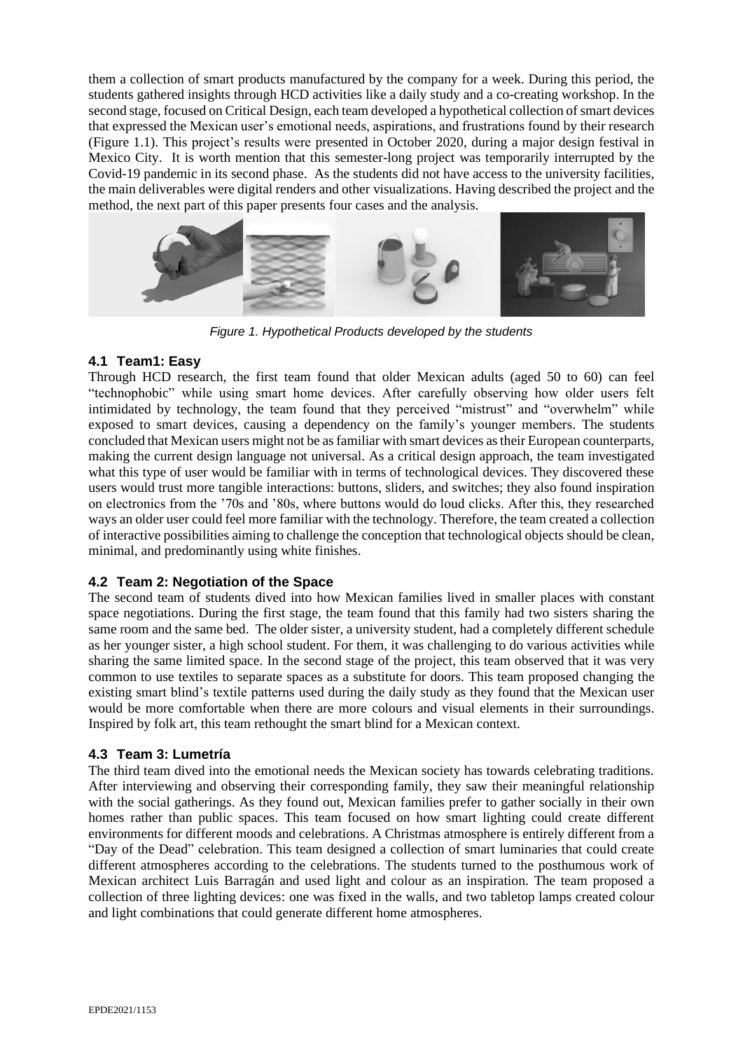them a collection of smart products manufactured by the company for a week. During this period, the students gathered insights through HCD activities like a daily study and a co-creating workshop. In the second stage, focused on Critical Design, each team developed a hypothetical collection of smart devices that expressed the Mexican user's emotional needs, aspirations, and frustrations found by their research (Figure 1.1). This project's results were presented in October 2020, during a major design festival in Mexico City. It is worth mention that this semester-long project was temporarily interrupted by the Covid-19 pandemic in its second phase. As the students did not have access to the university facilities, the main deliverables were digital renders and other visualizations. Having described the project and the method, the next part of this paper presents four cases and the analysis.

*Figure 1. Hypothetical Products developed by the students*

### 4.1 Team1: Easy

Through HCD research, the first team found that older Mexican adults (aged 50 to 60) can feel "technophobic" while using smart home devices. After carefully observing how older users felt intimidated by technology, the team found that they perceived "mistrust" and "overwhelm" while exposed to smart devices, causing a dependency on the family's younger members. The students concluded that Mexican users might not be as familiar with smart devices as their European counterparts, making the current design language not universal. As a critical design approach, the team investigated what this type of user would be familiar with in terms of technological devices. They discovered these users would trust more tangible interactions: buttons, sliders, and switches; they also found inspiration on electronics from the '70s and '80s, where buttons would do loud clicks. After this, they researched ways an older user could feel more familiar with the technology. Therefore, the team created a collection of interactive possibilities aiming to challenge the conception that technological objects should be clean, minimal, and predominantly using white finishes.

### 4.2 Team 2: Negotiation of the Space

The second team of students dived into how Mexican families lived in smaller places with constant space negotiations. During the first stage, the team found that this family had two sisters sharing the same room and the same bed. The older sister, a university student, had a completely different schedule as her younger sister, a high school student. For them, it was challenging to do various activities while sharing the same limited space. In the second stage of the project, this team observed that it was very common to use textiles to separate spaces as a substitute for doors. This team proposed changing the existing smart blind's textile patterns used during the daily study as they found that the Mexican user would be more comfortable when there are more colours and visual elements in their surroundings. Inspired by folk art, this team rethought the smart blind for a Mexican context.

### 4.3 Team 3: Lumetría

The third team dived into the emotional needs the Mexican society has towards celebrating traditions. After interviewing and observing their corresponding family, they saw their meaningful relationship with the social gatherings. As they found out, Mexican families prefer to gather socially in their own homes rather than public spaces. This team focused on how smart lighting could create different environments for different moods and celebrations. A Christmas atmosphere is entirely different from a "Day of the Dead" celebration. This team designed a collection of smart luminaries that could create different atmospheres according to the celebrations. The students turned to the posthumous work of Mexican architect Luis Barragán and used light and colour as an inspiration. The team proposed a collection of three lighting devices: one was fixed in the walls, and two tabletop lamps created colour and light combinations that could generate different home atmospheres.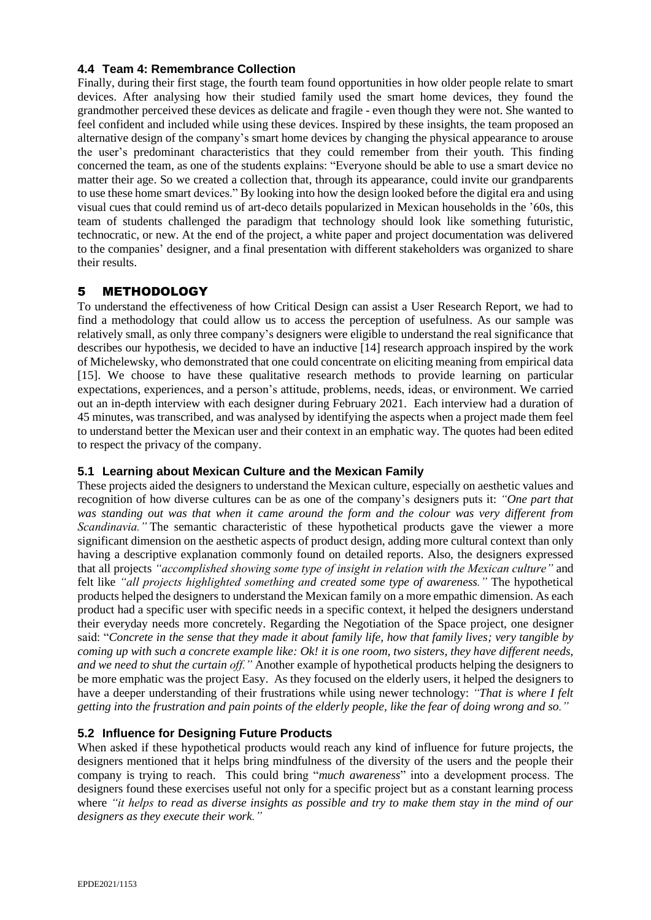### 4.4 Team 4: Remembrance Collection

Finally, during their first stage, the fourth team found opportunities in how older people relate to smart devices. After analysing how their studied family used the smart home devices, they found the grandmother perceived these devices as delicate and fragile - even though they were not. She wanted to feel confident and included while using these devices. Inspired by these insights, the team proposed an alternative design of the company's smart home devices by changing the physical appearance to arouse the user's predominant characteristics that they could remember from their youth. This finding concerned the team, as one of the students explains: "Everyone should be able to use a smart device no matter their age. So we created a collection that, through its appearance, could invite our grandparents to use these home smart devices." By looking into how the design looked before the digital era and using visual cues that could remind us of art-deco details popularized in Mexican households in the '60s, this team of students challenged the paradigm that technology should look like something futuristic, technocratic, or new. At the end of the project, a white paper and project documentation was delivered to the companies' designer, and a final presentation with different stakeholders was organized to share their results.

## 5 METHODOLOGY

To understand the effectiveness of how Critical Design can assist a User Research Report, we had to find a methodology that could allow us to access the perception of usefulness. As our sample was relatively small, as only three company's designers were eligible to understand the real significance that describes our hypothesis, we decided to have an inductive [14] research approach inspired by the work of Michelewsky, who demonstrated that one could concentrate on eliciting meaning from empirical data [15]. We choose to have these qualitative research methods to provide learning on particular expectations, experiences, and a person's attitude, problems, needs, ideas, or environment. We carried out an in-depth interview with each designer during February 2021. Each interview had a duration of 45 minutes, was transcribed, and was analysed by identifying the aspects when a project made them feel to understand better the Mexican user and their context in an emphatic way. The quotes had been edited to respect the privacy of the company.

### 5.1 Learning about Mexican Culture and the Mexican Family

These projects aided the designers to understand the Mexican culture, especially on aesthetic values and recognition of how diverse cultures can be as one of the company's designers puts it: *"One part that was standing out was that when it came around the form and the colour was very different from Scandinavia."* The semantic characteristic of these hypothetical products gave the viewer a more significant dimension on the aesthetic aspects of product design, adding more cultural context than only having a descriptive explanation commonly found on detailed reports. Also, the designers expressed that all projects *"accomplished showing some type of insight in relation with the Mexican culture"* and felt like *"all projects highlighted something and created some type of awareness."* The hypothetical products helped the designers to understand the Mexican family on a more empathic dimension. As each product had a specific user with specific needs in a specific context, it helped the designers understand their everyday needs more concretely. Regarding the Negotiation of the Space project, one designer said: "*Concrete in the sense that they made it about family life, how that family lives; very tangible by coming up with such a concrete example like: Ok! it is one room, two sisters, they have different needs, and we need to shut the curtain off."* Another example of hypothetical products helping the designers to be more emphatic was the project Easy. As they focused on the elderly users, it helped the designers to have a deeper understanding of their frustrations while using newer technology: *"That is where I felt getting into the frustration and pain points of the elderly people, like the fear of doing wrong and so."*

### 5.2 Influence for Designing Future Products

When asked if these hypothetical products would reach any kind of influence for future projects, the designers mentioned that it helps bring mindfulness of the diversity of the users and the people their company is trying to reach. This could bring "*much awareness*" into a development process. The designers found these exercises useful not only for a specific project but as a constant learning process where *"it helps to read as diverse insights as possible and try to make them stay in the mind of our designers as they execute their work."*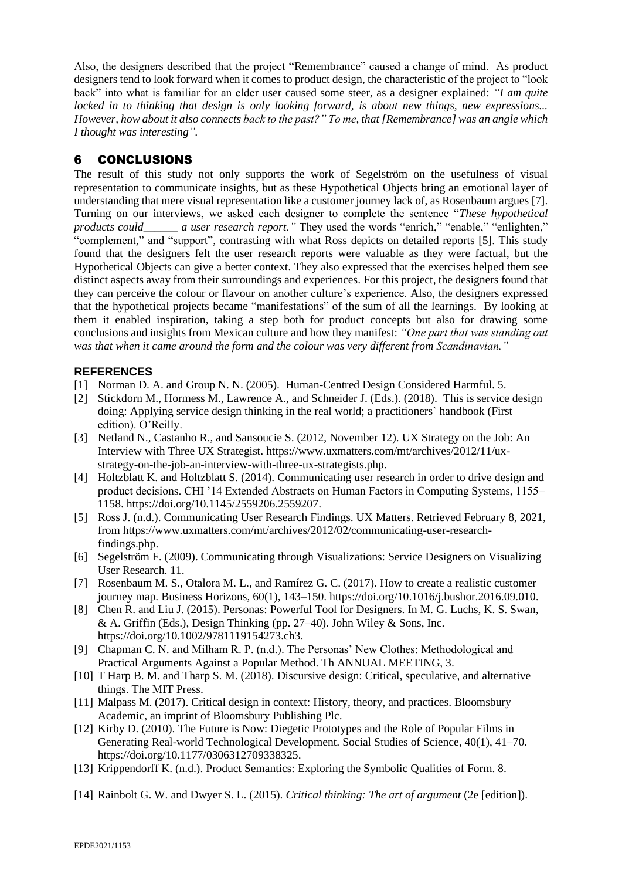Also, the designers described that the project "Remembrance" caused a change of mind. As product designers tend to look forward when it comes to product design, the characteristic of the project to "look back" into what is familiar for an elder user caused some steer, as a designer explained: *"I am quite locked in to thinking that design is only looking forward, is about new things, new expressions... However, how about it also connects back to the past?" To me, that [Remembrance] was an angle which I thought was interesting".*

## 6 CONCLUSIONS

The result of this study not only supports the work of Segelström on the usefulness of visual representation to communicate insights, but as these Hypothetical Objects bring an emotional layer of understanding that mere visual representation like a customer journey lack of, as Rosenbaum argues [7]. Turning on our interviews, we asked each designer to complete the sentence "*These hypothetical products could______ a user research report."* They used the words "enrich," "enable," "enlighten," "complement," and "support", contrasting with what Ross depicts on detailed reports [5]. This study found that the designers felt the user research reports were valuable as they were factual, but the Hypothetical Objects can give a better context. They also expressed that the exercises helped them see distinct aspects away from their surroundings and experiences. For this project, the designers found that they can perceive the colour or flavour on another culture's experience. Also, the designers expressed that the hypothetical projects became "manifestations" of the sum of all the learnings. By looking at them it enabled inspiration, taking a step both for product concepts but also for drawing some conclusions and insights from Mexican culture and how they manifest: *"One part that was standing out was that when it came around the form and the colour was very different from Scandinavian."*

### REFERENCES

[1] Norman D. A. and Group N. N. (2005). Human-Centred Design Considered Harmful. 5.

[2] Stickdorn M., Hormess M., Lawrence A., and Schneider J. (Eds.). (2018). This is service design doing: Applying service design thinking in the real world; a practitioners` handbook (First edition). O'Reilly.

[3] Netland N., Castanho R., and Sansoucie S. (2012, November 12). UX Strategy on the Job: An Interview with Three UX Strategist. https://www.uxmatters.com/mt/archives/2012/11/ux-strategy-on-the-job-an-interview-with-three-ux-strategists.php.

[4] Holtzblatt K. and Holtzblatt S. (2014). Communicating user research in order to drive design and product decisions. CHI '14 Extended Abstracts on Human Factors in Computing Systems, 1155–1158. https://doi.org/10.1145/2559206.2559207.

[5] Ross J. (n.d.). Communicating User Research Findings. UX Matters. Retrieved February 8, 2021, from https://www.uxmatters.com/mt/archives/2012/02/communicating-user-research-findings.php.

[6] Segelström F. (2009). Communicating through Visualizations: Service Designers on Visualizing User Research. 11.

[7] Rosenbaum M. S., Otalora M. L., and Ramírez G. C. (2017). How to create a realistic customer journey map. Business Horizons, 60(1), 143–150. https://doi.org/10.1016/j.bushor.2016.09.010.

[8] Chen R. and Liu J. (2015). Personas: Powerful Tool for Designers. In M. G. Luchs, K. S. Swan, & A. Griffin (Eds.), Design Thinking (pp. 27–40). John Wiley & Sons, Inc. https://doi.org/10.1002/9781119154273.ch3.

[9] Chapman C. N. and Milham R. P. (n.d.). The Personas' New Clothes: Methodological and Practical Arguments Against a Popular Method. Th ANNUAL MEETING, 3.

[10] T Harp B. M. and Tharp S. M. (2018). Discursive design: Critical, speculative, and alternative things. The MIT Press.

[11] Malpass M. (2017). Critical design in context: History, theory, and practices. Bloomsbury Academic, an imprint of Bloomsbury Publishing Plc.

[12] Kirby D. (2010). The Future is Now: Diegetic Prototypes and the Role of Popular Films in Generating Real-world Technological Development. Social Studies of Science, 40(1), 41–70. https://doi.org/10.1177/0306312709338325.

[13] Krippendorff K. (n.d.). Product Semantics: Exploring the Symbolic Qualities of Form. 8.

[14] Rainbolt G. W. and Dwyer S. L. (2015). *Critical thinking: The art of argument* (2e [edition]).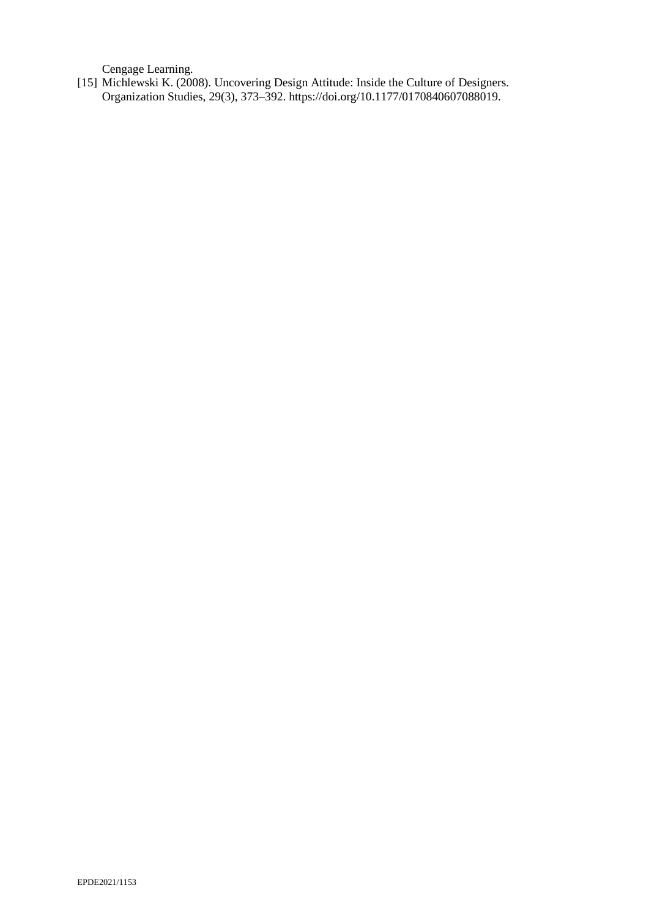Cengage Learning.

[15] Michlewski K. (2008). Uncovering Design Attitude: Inside the Culture of Designers. Organization Studies, 29(3), 373–392. https://doi.org/10.1177/0170840607088019.